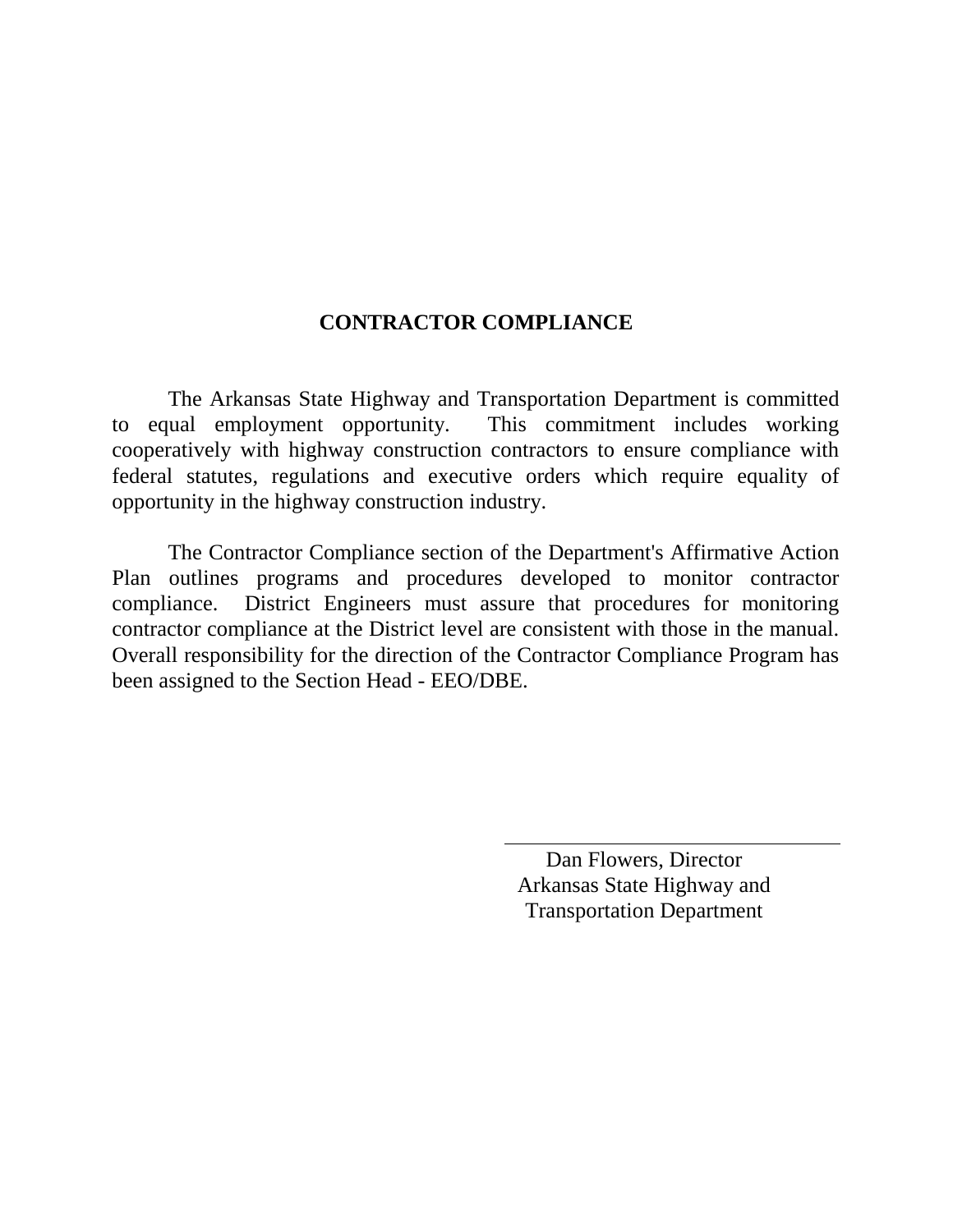# CONTRACTOR COMPLIANCE

The Arkansas State Highway and Transportation Department is committed to equal employment opportunity. This commitment includes working cooperatively with highway construction contractors to ensure compliance with federal statutes, regulations and executive orders which require equality of opportunity in the highway construction industry.

The Contractor Compliance section of the Department's Affirmative Action Plan outlines programs and procedures developed to monitor contractor compliance. District Engineers must assure that procedures for monitoring contractor compliance at the District level are consistent with those in the manual. Overall responsibility for the direction of the Contractor Compliance Program has been assigned to the Section Head - EEO/DBE.

Dan Flowers, Director
Arkansas State Highway and
Transportation Department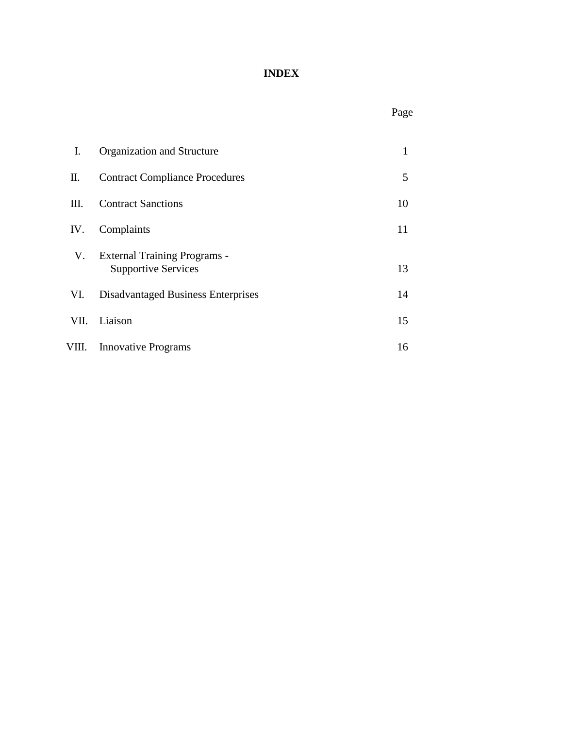# INDEX

| | | Page |
|---|---|---|
| I. | Organization and Structure | 1 |
| II. | Contract Compliance Procedures | 5 |
| III. | Contract Sanctions | 10 |
| IV. | Complaints | 11 |
| V. | External Training Programs - Supportive Services | 13 |
| VI. | Disadvantaged Business Enterprises | 14 |
| VII. | Liaison | 15 |
| VIII. | Innovative Programs | 16 |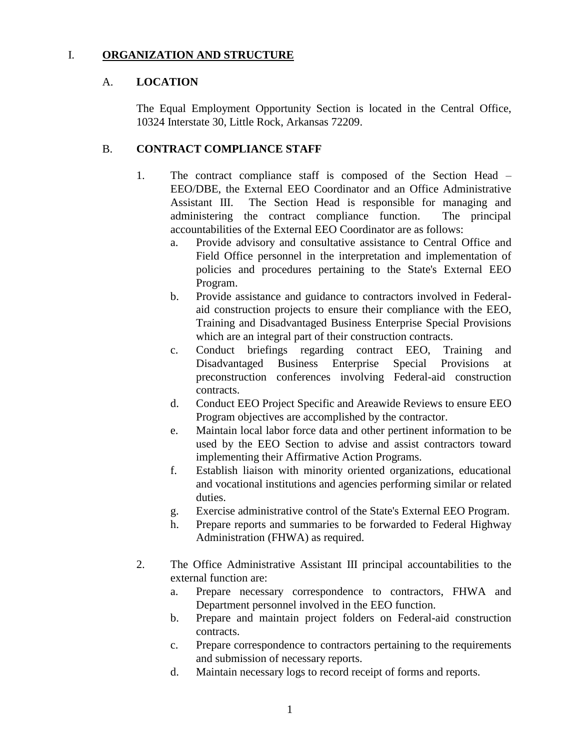# I. ORGANIZATION AND STRUCTURE

## A. LOCATION

The Equal Employment Opportunity Section is located in the Central Office, 10324 Interstate 30, Little Rock, Arkansas 72209.

## B. CONTRACT COMPLIANCE STAFF

1. The contract compliance staff is composed of the Section Head – EEO/DBE, the External EEO Coordinator and an Office Administrative Assistant III. The Section Head is responsible for managing and administering the contract compliance function. The principal accountabilities of the External EEO Coordinator are as follows:
   a. Provide advisory and consultative assistance to Central Office and Field Office personnel in the interpretation and implementation of policies and procedures pertaining to the State's External EEO Program.
   b. Provide assistance and guidance to contractors involved in Federal-aid construction projects to ensure their compliance with the EEO, Training and Disadvantaged Business Enterprise Special Provisions which are an integral part of their construction contracts.
   c. Conduct briefings regarding contract EEO, Training and Disadvantaged Business Enterprise Special Provisions at preconstruction conferences involving Federal-aid construction contracts.
   d. Conduct EEO Project Specific and Areawide Reviews to ensure EEO Program objectives are accomplished by the contractor.
   e. Maintain local labor force data and other pertinent information to be used by the EEO Section to advise and assist contractors toward implementing their Affirmative Action Programs.
   f. Establish liaison with minority oriented organizations, educational and vocational institutions and agencies performing similar or related duties.
   g. Exercise administrative control of the State's External EEO Program.
   h. Prepare reports and summaries to be forwarded to Federal Highway Administration (FHWA) as required.

2. The Office Administrative Assistant III principal accountabilities to the external function are:
   a. Prepare necessary correspondence to contractors, FHWA and Department personnel involved in the EEO function.
   b. Prepare and maintain project folders on Federal-aid construction contracts.
   c. Prepare correspondence to contractors pertaining to the requirements and submission of necessary reports.
   d. Maintain necessary logs to record receipt of forms and reports.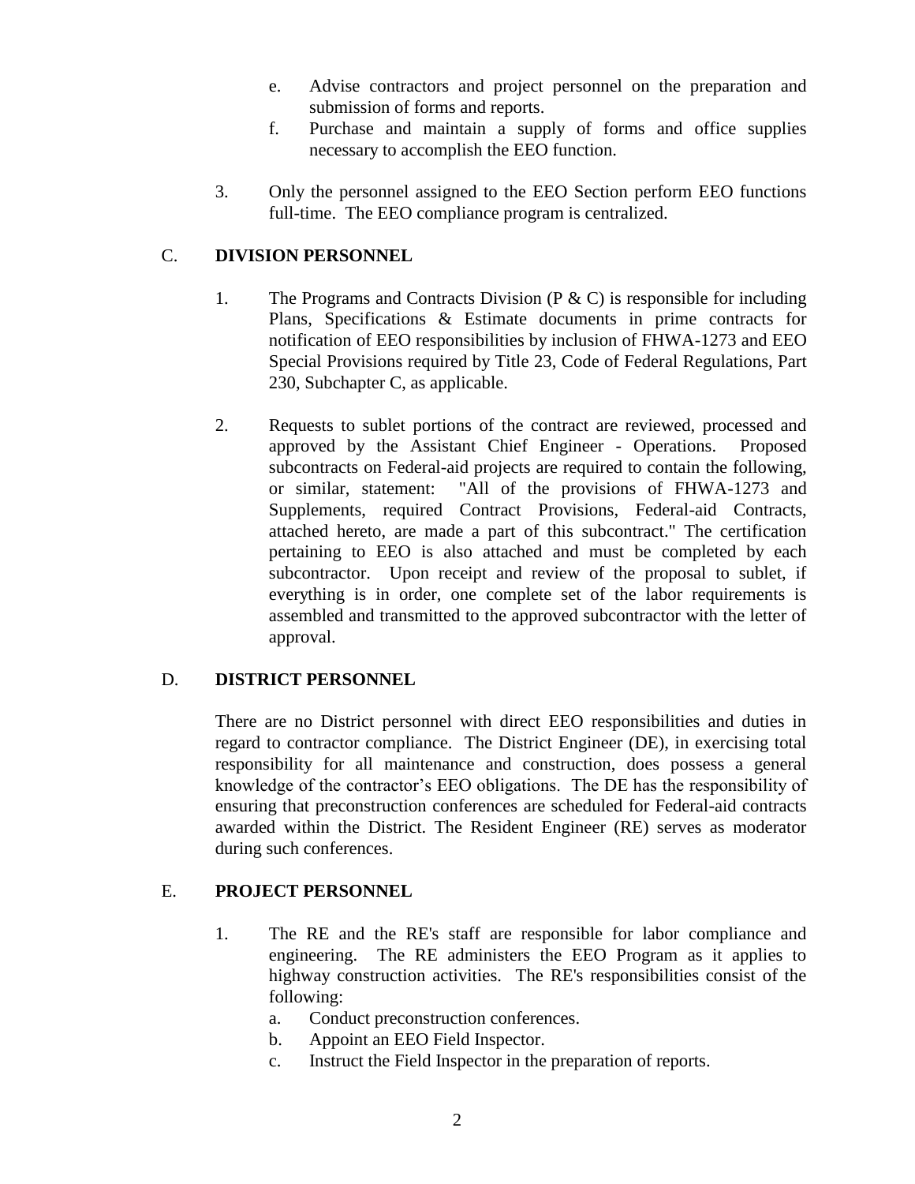e. Advise contractors and project personnel on the preparation and submission of forms and reports.
   f. Purchase and maintain a supply of forms and office supplies necessary to accomplish the EEO function.

3. Only the personnel assigned to the EEO Section perform EEO functions full-time. The EEO compliance program is centralized.

## C. DIVISION PERSONNEL

1. The Programs and Contracts Division (P & C) is responsible for including Plans, Specifications & Estimate documents in prime contracts for notification of EEO responsibilities by inclusion of FHWA-1273 and EEO Special Provisions required by Title 23, Code of Federal Regulations, Part 230, Subchapter C, as applicable.

2. Requests to sublet portions of the contract are reviewed, processed and approved by the Assistant Chief Engineer - Operations. Proposed subcontracts on Federal-aid projects are required to contain the following, or similar, statement: "All of the provisions of FHWA-1273 and Supplements, required Contract Provisions, Federal-aid Contracts, attached hereto, are made a part of this subcontract." The certification pertaining to EEO is also attached and must be completed by each subcontractor. Upon receipt and review of the proposal to sublet, if everything is in order, one complete set of the labor requirements is assembled and transmitted to the approved subcontractor with the letter of approval.

## D. DISTRICT PERSONNEL

There are no District personnel with direct EEO responsibilities and duties in regard to contractor compliance. The District Engineer (DE), in exercising total responsibility for all maintenance and construction, does possess a general knowledge of the contractor's EEO obligations. The DE has the responsibility of ensuring that preconstruction conferences are scheduled for Federal-aid contracts awarded within the District. The Resident Engineer (RE) serves as moderator during such conferences.

## E. PROJECT PERSONNEL

1. The RE and the RE's staff are responsible for labor compliance and engineering. The RE administers the EEO Program as it applies to highway construction activities. The RE's responsibilities consist of the following:
   a. Conduct preconstruction conferences.
   b. Appoint an EEO Field Inspector.
   c. Instruct the Field Inspector in the preparation of reports.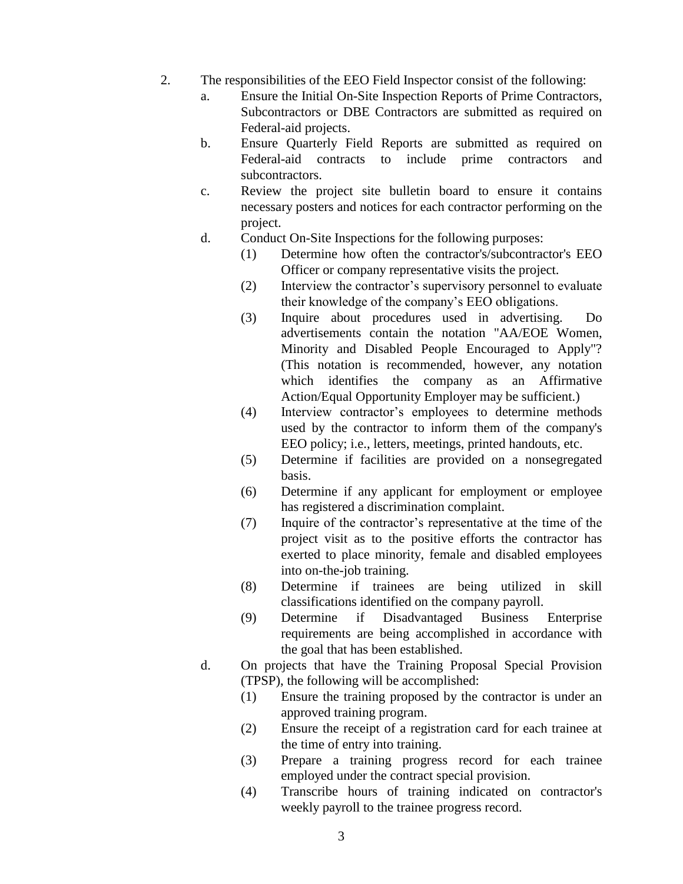2. The responsibilities of the EEO Field Inspector consist of the following:
   a. Ensure the Initial On-Site Inspection Reports of Prime Contractors, Subcontractors or DBE Contractors are submitted as required on Federal-aid projects.
   b. Ensure Quarterly Field Reports are submitted as required on Federal-aid contracts to include prime contractors and subcontractors.
   c. Review the project site bulletin board to ensure it contains necessary posters and notices for each contractor performing on the project.
   d. Conduct On-Site Inspections for the following purposes:
      (1) Determine how often the contractor's/subcontractor's EEO Officer or company representative visits the project.
      (2) Interview the contractor’s supervisory personnel to evaluate their knowledge of the company’s EEO obligations.
      (3) Inquire about procedures used in advertising. Do advertisements contain the notation "AA/EOE Women, Minority and Disabled People Encouraged to Apply"? (This notation is recommended, however, any notation which identifies the company as an Affirmative Action/Equal Opportunity Employer may be sufficient.)
      (4) Interview contractor’s employees to determine methods used by the contractor to inform them of the company's EEO policy; i.e., letters, meetings, printed handouts, etc.
      (5) Determine if facilities are provided on a nonsegregated basis.
      (6) Determine if any applicant for employment or employee has registered a discrimination complaint.
      (7) Inquire of the contractor’s representative at the time of the project visit as to the positive efforts the contractor has exerted to place minority, female and disabled employees into on-the-job training.
      (8) Determine if trainees are being utilized in skill classifications identified on the company payroll.
      (9) Determine if Disadvantaged Business Enterprise requirements are being accomplished in accordance with the goal that has been established.
   d. On projects that have the Training Proposal Special Provision (TPSP), the following will be accomplished:
      (1) Ensure the training proposed by the contractor is under an approved training program.
      (2) Ensure the receipt of a registration card for each trainee at the time of entry into training.
      (3) Prepare a training progress record for each trainee employed under the contract special provision.
      (4) Transcribe hours of training indicated on contractor's weekly payroll to the trainee progress record.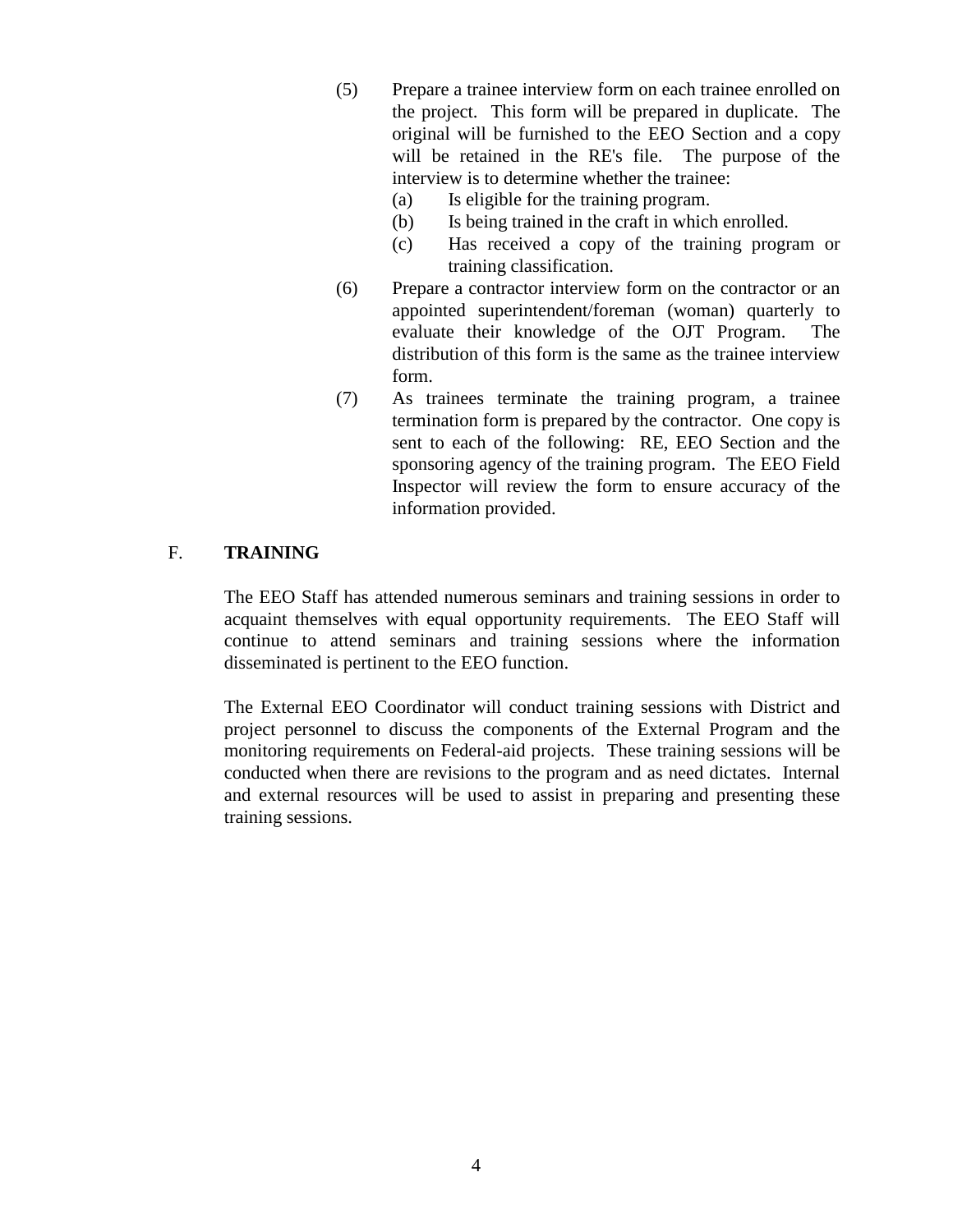(5) Prepare a trainee interview form on each trainee enrolled on the project. This form will be prepared in duplicate. The original will be furnished to the EEO Section and a copy will be retained in the RE's file. The purpose of the interview is to determine whether the trainee:
   (a) Is eligible for the training program.
   (b) Is being trained in the craft in which enrolled.
   (c) Has received a copy of the training program or training classification.

(6) Prepare a contractor interview form on the contractor or an appointed superintendent/foreman (woman) quarterly to evaluate their knowledge of the OJT Program. The distribution of this form is the same as the trainee interview form.

(7) As trainees terminate the training program, a trainee termination form is prepared by the contractor. One copy is sent to each of the following: RE, EEO Section and the sponsoring agency of the training program. The EEO Field Inspector will review the form to ensure accuracy of the information provided.

## F. TRAINING

The EEO Staff has attended numerous seminars and training sessions in order to acquaint themselves with equal opportunity requirements. The EEO Staff will continue to attend seminars and training sessions where the information disseminated is pertinent to the EEO function.

The External EEO Coordinator will conduct training sessions with District and project personnel to discuss the components of the External Program and the monitoring requirements on Federal-aid projects. These training sessions will be conducted when there are revisions to the program and as need dictates. Internal and external resources will be used to assist in preparing and presenting these training sessions.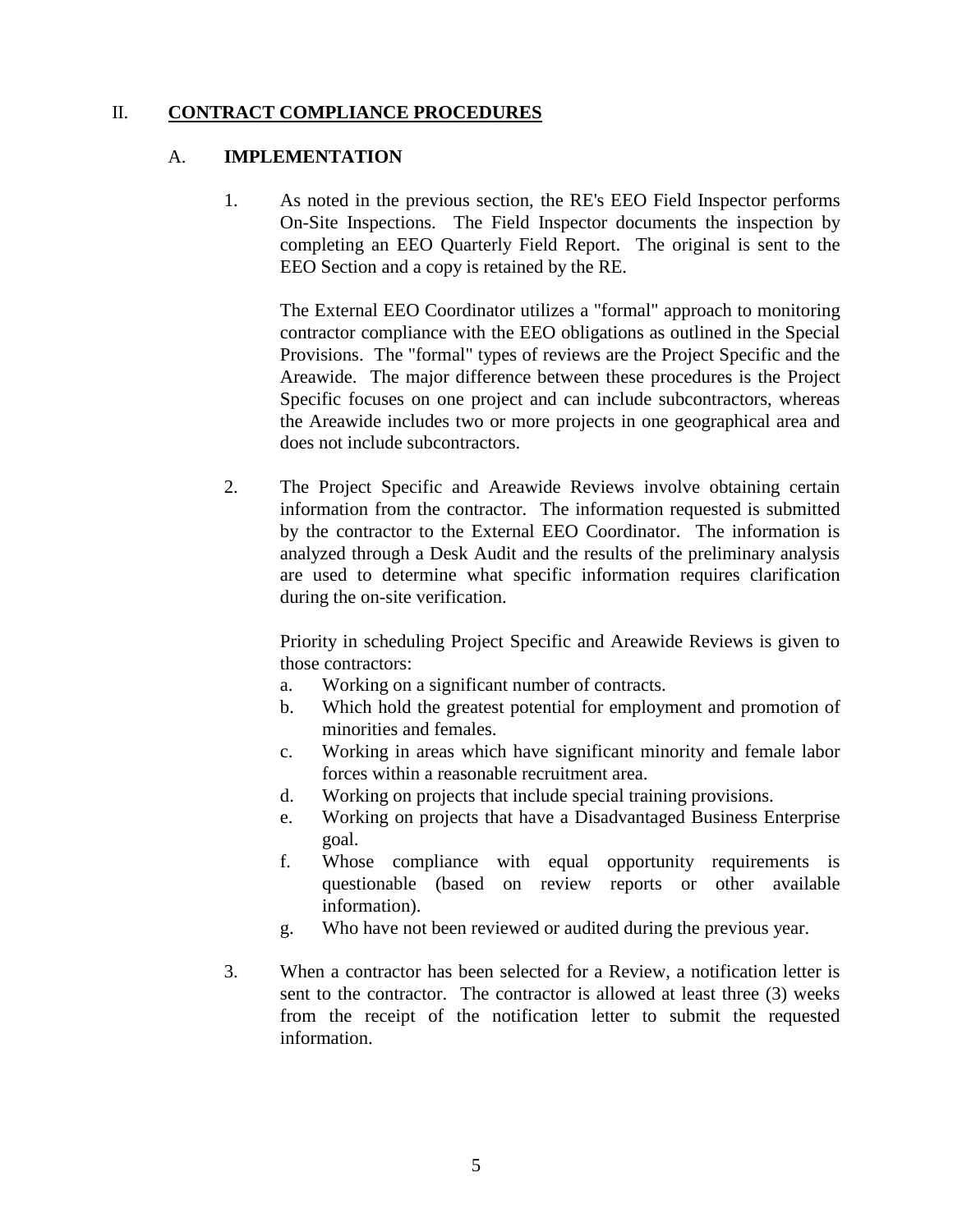## II. **CONTRACT COMPLIANCE PROCEDURES**

### A. **IMPLEMENTATION**

1. As noted in the previous section, the RE's EEO Field Inspector performs On-Site Inspections. The Field Inspector documents the inspection by completing an EEO Quarterly Field Report. The original is sent to the EEO Section and a copy is retained by the RE.

   The External EEO Coordinator utilizes a "formal" approach to monitoring contractor compliance with the EEO obligations as outlined in the Special Provisions. The "formal" types of reviews are the Project Specific and the Areawide. The major difference between these procedures is the Project Specific focuses on one project and can include subcontractors, whereas the Areawide includes two or more projects in one geographical area and does not include subcontractors.

2. The Project Specific and Areawide Reviews involve obtaining certain information from the contractor. The information requested is submitted by the contractor to the External EEO Coordinator. The information is analyzed through a Desk Audit and the results of the preliminary analysis are used to determine what specific information requires clarification during the on-site verification.

   Priority in scheduling Project Specific and Areawide Reviews is given to those contractors:

   a. Working on a significant number of contracts.
   b. Which hold the greatest potential for employment and promotion of minorities and females.
   c. Working in areas which have significant minority and female labor forces within a reasonable recruitment area.
   d. Working on projects that include special training provisions.
   e. Working on projects that have a Disadvantaged Business Enterprise goal.
   f. Whose compliance with equal opportunity requirements is questionable (based on review reports or other available information).
   g. Who have not been reviewed or audited during the previous year.

3. When a contractor has been selected for a Review, a notification letter is sent to the contractor. The contractor is allowed at least three (3) weeks from the receipt of the notification letter to submit the requested information.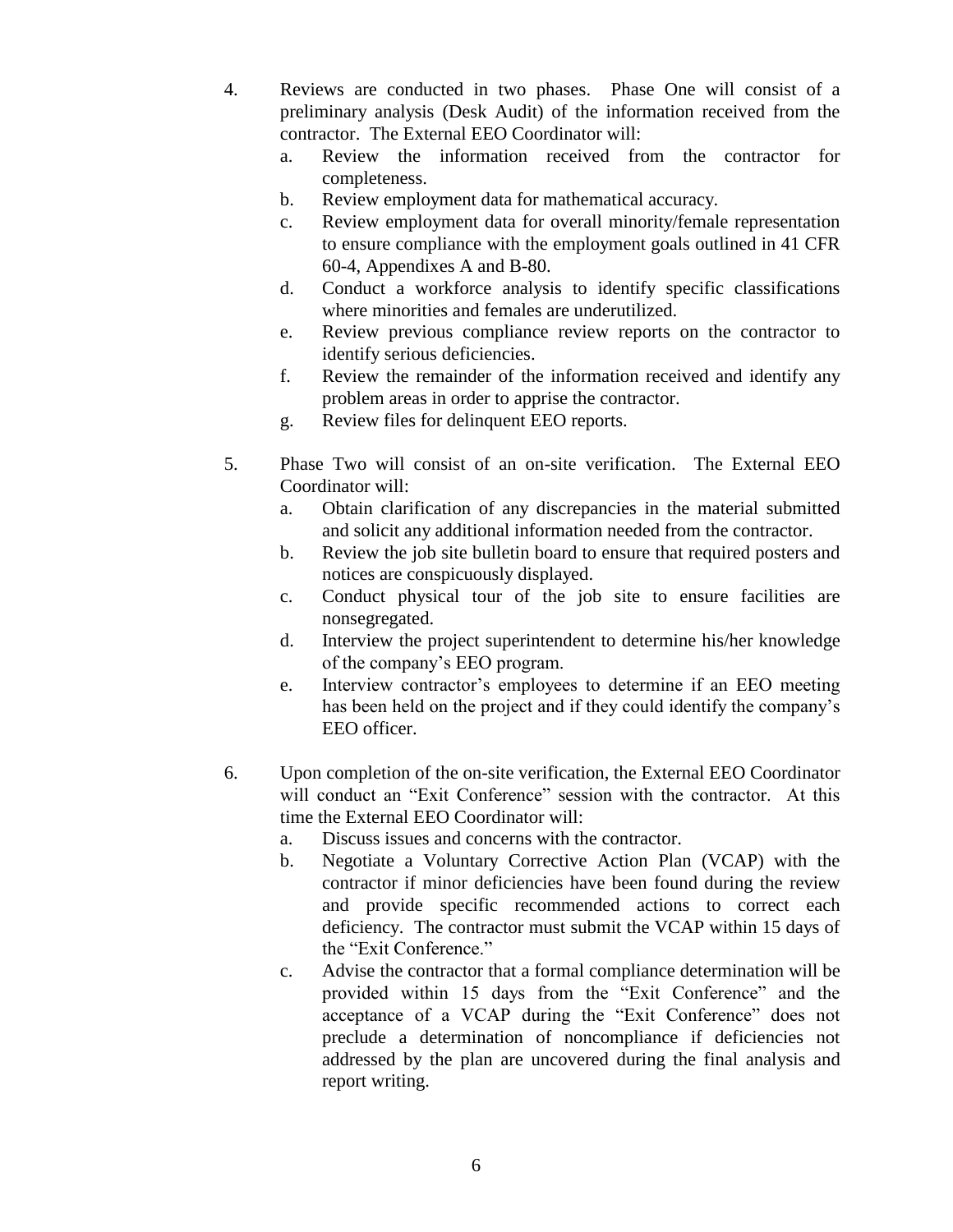4. Reviews are conducted in two phases. Phase One will consist of a preliminary analysis (Desk Audit) of the information received from the contractor. The External EEO Coordinator will:
   a. Review the information received from the contractor for completeness.
   b. Review employment data for mathematical accuracy.
   c. Review employment data for overall minority/female representation to ensure compliance with the employment goals outlined in 41 CFR 60-4, Appendixes A and B-80.
   d. Conduct a workforce analysis to identify specific classifications where minorities and females are underutilized.
   e. Review previous compliance review reports on the contractor to identify serious deficiencies.
   f. Review the remainder of the information received and identify any problem areas in order to apprise the contractor.
   g. Review files for delinquent EEO reports.

5. Phase Two will consist of an on-site verification. The External EEO Coordinator will:
   a. Obtain clarification of any discrepancies in the material submitted and solicit any additional information needed from the contractor.
   b. Review the job site bulletin board to ensure that required posters and notices are conspicuously displayed.
   c. Conduct physical tour of the job site to ensure facilities are nonsegregated.
   d. Interview the project superintendent to determine his/her knowledge of the company's EEO program.
   e. Interview contractor's employees to determine if an EEO meeting has been held on the project and if they could identify the company's EEO officer.

6. Upon completion of the on-site verification, the External EEO Coordinator will conduct an "Exit Conference" session with the contractor. At this time the External EEO Coordinator will:
   a. Discuss issues and concerns with the contractor.
   b. Negotiate a Voluntary Corrective Action Plan (VCAP) with the contractor if minor deficiencies have been found during the review and provide specific recommended actions to correct each deficiency. The contractor must submit the VCAP within 15 days of the "Exit Conference."
   c. Advise the contractor that a formal compliance determination will be provided within 15 days from the "Exit Conference" and the acceptance of a VCAP during the "Exit Conference" does not preclude a determination of noncompliance if deficiencies not addressed by the plan are uncovered during the final analysis and report writing.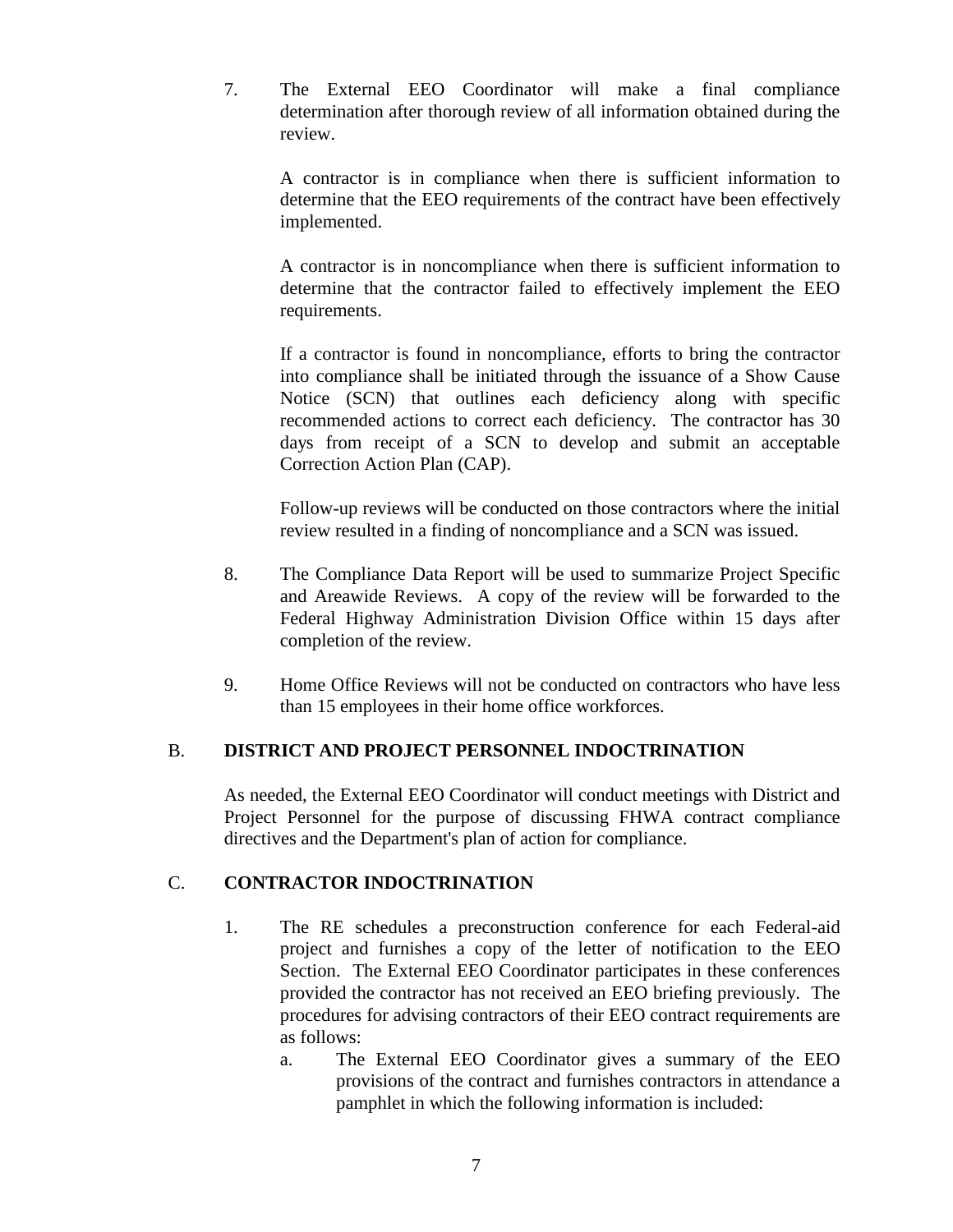7. The External EEO Coordinator will make a final compliance determination after thorough review of all information obtained during the review.

   A contractor is in compliance when there is sufficient information to determine that the EEO requirements of the contract have been effectively implemented.

   A contractor is in noncompliance when there is sufficient information to determine that the contractor failed to effectively implement the EEO requirements.

   If a contractor is found in noncompliance, efforts to bring the contractor into compliance shall be initiated through the issuance of a Show Cause Notice (SCN) that outlines each deficiency along with specific recommended actions to correct each deficiency. The contractor has 30 days from receipt of a SCN to develop and submit an acceptable Correction Action Plan (CAP).

   Follow-up reviews will be conducted on those contractors where the initial review resulted in a finding of noncompliance and a SCN was issued.

8. The Compliance Data Report will be used to summarize Project Specific and Areawide Reviews. A copy of the review will be forwarded to the Federal Highway Administration Division Office within 15 days after completion of the review.

9. Home Office Reviews will not be conducted on contractors who have less than 15 employees in their home office workforces.

B. **DISTRICT AND PROJECT PERSONNEL INDOCTRINATION**

As needed, the External EEO Coordinator will conduct meetings with District and Project Personnel for the purpose of discussing FHWA contract compliance directives and the Department's plan of action for compliance.

C. **CONTRACTOR INDOCTRINATION**

1. The RE schedules a preconstruction conference for each Federal-aid project and furnishes a copy of the letter of notification to the EEO Section. The External EEO Coordinator participates in these conferences provided the contractor has not received an EEO briefing previously. The procedures for advising contractors of their EEO contract requirements are as follows:
   a. The External EEO Coordinator gives a summary of the EEO provisions of the contract and furnishes contractors in attendance a pamphlet in which the following information is included: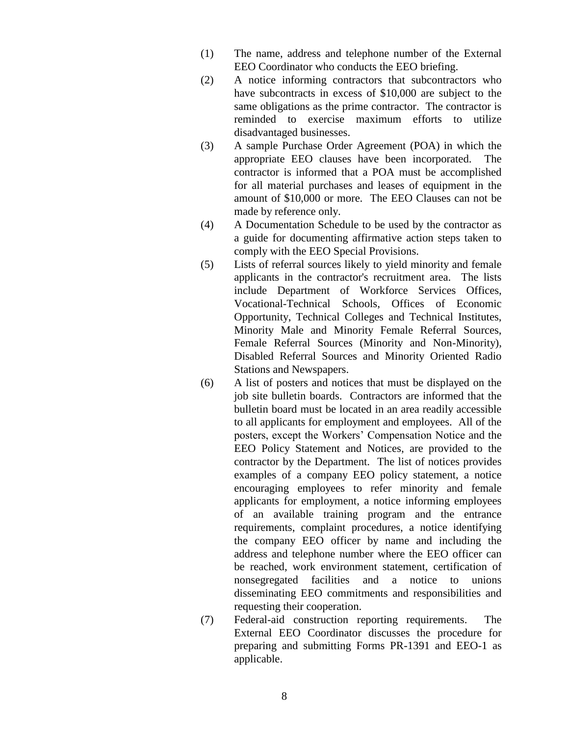(1) The name, address and telephone number of the External EEO Coordinator who conducts the EEO briefing.

(2) A notice informing contractors that subcontractors who have subcontracts in excess of $10,000 are subject to the same obligations as the prime contractor. The contractor is reminded to exercise maximum efforts to utilize disadvantaged businesses.

(3) A sample Purchase Order Agreement (POA) in which the appropriate EEO clauses have been incorporated. The contractor is informed that a POA must be accomplished for all material purchases and leases of equipment in the amount of $10,000 or more. The EEO Clauses can not be made by reference only.

(4) A Documentation Schedule to be used by the contractor as a guide for documenting affirmative action steps taken to comply with the EEO Special Provisions.

(5) Lists of referral sources likely to yield minority and female applicants in the contractor's recruitment area. The lists include Department of Workforce Services Offices, Vocational-Technical Schools, Offices of Economic Opportunity, Technical Colleges and Technical Institutes, Minority Male and Minority Female Referral Sources, Female Referral Sources (Minority and Non-Minority), Disabled Referral Sources and Minority Oriented Radio Stations and Newspapers.

(6) A list of posters and notices that must be displayed on the job site bulletin boards. Contractors are informed that the bulletin board must be located in an area readily accessible to all applicants for employment and employees. All of the posters, except the Workers' Compensation Notice and the EEO Policy Statement and Notices, are provided to the contractor by the Department. The list of notices provides examples of a company EEO policy statement, a notice encouraging employees to refer minority and female applicants for employment, a notice informing employees of an available training program and the entrance requirements, complaint procedures, a notice identifying the company EEO officer by name and including the address and telephone number where the EEO officer can be reached, work environment statement, certification of nonsegregated facilities and a notice to unions disseminating EEO commitments and responsibilities and requesting their cooperation.

(7) Federal-aid construction reporting requirements. The External EEO Coordinator discusses the procedure for preparing and submitting Forms PR-1391 and EEO-1 as applicable.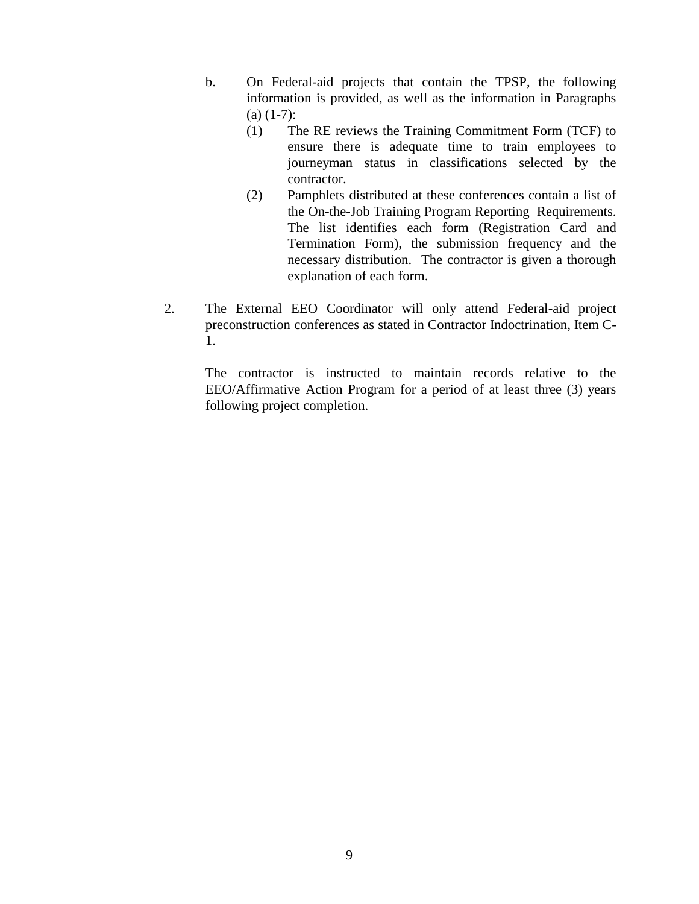b. On Federal-aid projects that contain the TPSP, the following information is provided, as well as the information in Paragraphs (a) (1-7):

   (1) The RE reviews the Training Commitment Form (TCF) to ensure there is adequate time to train employees to journeyman status in classifications selected by the contractor.

   (2) Pamphlets distributed at these conferences contain a list of the On-the-Job Training Program Reporting Requirements. The list identifies each form (Registration Card and Termination Form), the submission frequency and the necessary distribution. The contractor is given a thorough explanation of each form.

2. The External EEO Coordinator will only attend Federal-aid project preconstruction conferences as stated in Contractor Indoctrination, Item C-1.

   The contractor is instructed to maintain records relative to the EEO/Affirmative Action Program for a period of at least three (3) years following project completion.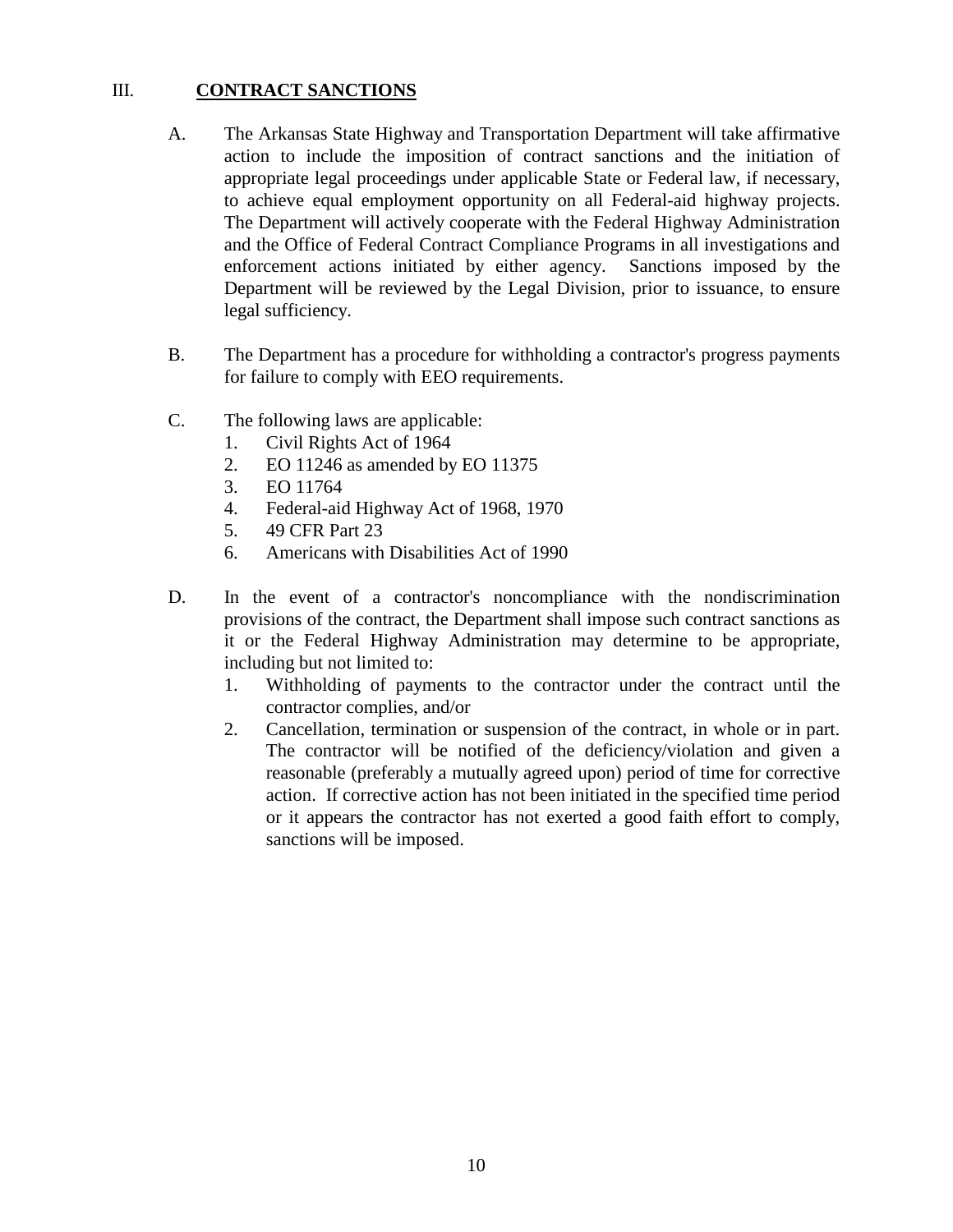## III. CONTRACT SANCTIONS

A. The Arkansas State Highway and Transportation Department will take affirmative action to include the imposition of contract sanctions and the initiation of appropriate legal proceedings under applicable State or Federal law, if necessary, to achieve equal employment opportunity on all Federal-aid highway projects. The Department will actively cooperate with the Federal Highway Administration and the Office of Federal Contract Compliance Programs in all investigations and enforcement actions initiated by either agency. Sanctions imposed by the Department will be reviewed by the Legal Division, prior to issuance, to ensure legal sufficiency.

B. The Department has a procedure for withholding a contractor's progress payments for failure to comply with EEO requirements.

C. The following laws are applicable:
   1. Civil Rights Act of 1964
   2. EO 11246 as amended by EO 11375
   3. EO 11764
   4. Federal-aid Highway Act of 1968, 1970
   5. 49 CFR Part 23
   6. Americans with Disabilities Act of 1990

D. In the event of a contractor's noncompliance with the nondiscrimination provisions of the contract, the Department shall impose such contract sanctions as it or the Federal Highway Administration may determine to be appropriate, including but not limited to:
   1. Withholding of payments to the contractor under the contract until the contractor complies, and/or
   2. Cancellation, termination or suspension of the contract, in whole or in part. The contractor will be notified of the deficiency/violation and given a reasonable (preferably a mutually agreed upon) period of time for corrective action. If corrective action has not been initiated in the specified time period or it appears the contractor has not exerted a good faith effort to comply, sanctions will be imposed.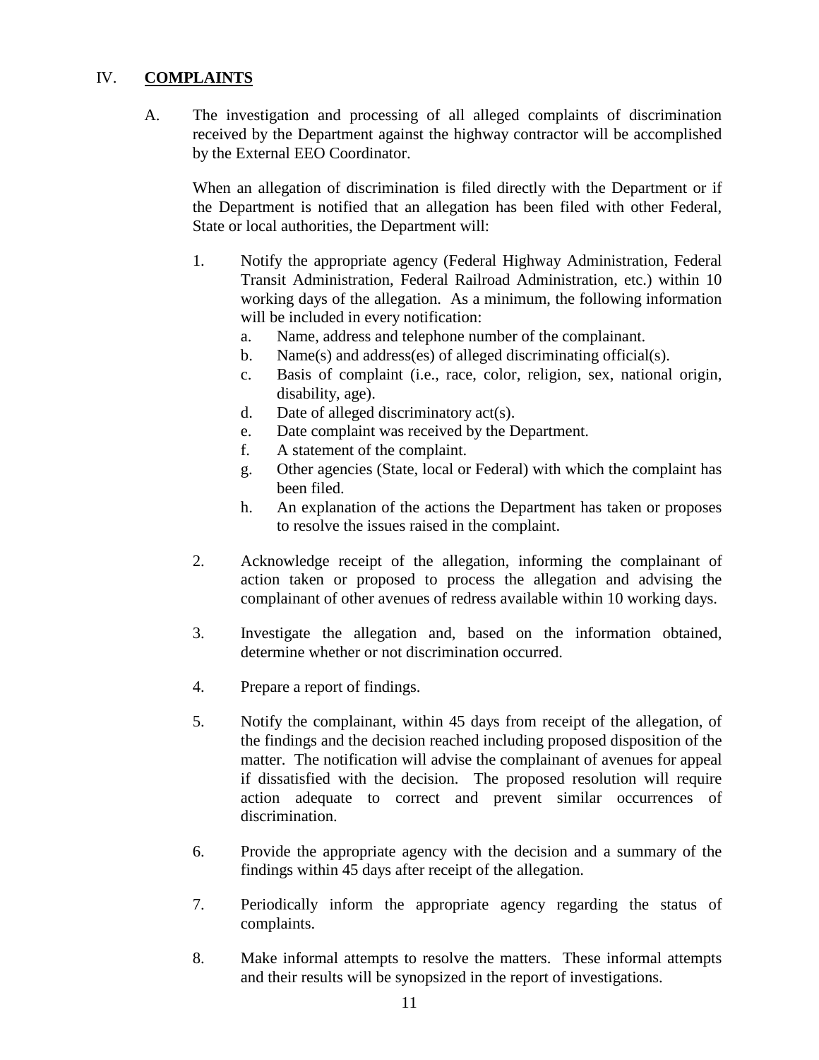## IV. **COMPLAINTS**

A. The investigation and processing of all alleged complaints of discrimination received by the Department against the highway contractor will be accomplished by the External EEO Coordinator.

When an allegation of discrimination is filed directly with the Department or if the Department is notified that an allegation has been filed with other Federal, State or local authorities, the Department will:

1. Notify the appropriate agency (Federal Highway Administration, Federal Transit Administration, Federal Railroad Administration, etc.) within 10 working days of the allegation. As a minimum, the following information will be included in every notification:
   a. Name, address and telephone number of the complainant.
   b. Name(s) and address(es) of alleged discriminating official(s).
   c. Basis of complaint (i.e., race, color, religion, sex, national origin, disability, age).
   d. Date of alleged discriminatory act(s).
   e. Date complaint was received by the Department.
   f. A statement of the complaint.
   g. Other agencies (State, local or Federal) with which the complaint has been filed.
   h. An explanation of the actions the Department has taken or proposes to resolve the issues raised in the complaint.

2. Acknowledge receipt of the allegation, informing the complainant of action taken or proposed to process the allegation and advising the complainant of other avenues of redress available within 10 working days.

3. Investigate the allegation and, based on the information obtained, determine whether or not discrimination occurred.

4. Prepare a report of findings.

5. Notify the complainant, within 45 days from receipt of the allegation, of the findings and the decision reached including proposed disposition of the matter. The notification will advise the complainant of avenues for appeal if dissatisfied with the decision. The proposed resolution will require action adequate to correct and prevent similar occurrences of discrimination.

6. Provide the appropriate agency with the decision and a summary of the findings within 45 days after receipt of the allegation.

7. Periodically inform the appropriate agency regarding the status of complaints.

8. Make informal attempts to resolve the matters. These informal attempts and their results will be synopsized in the report of investigations.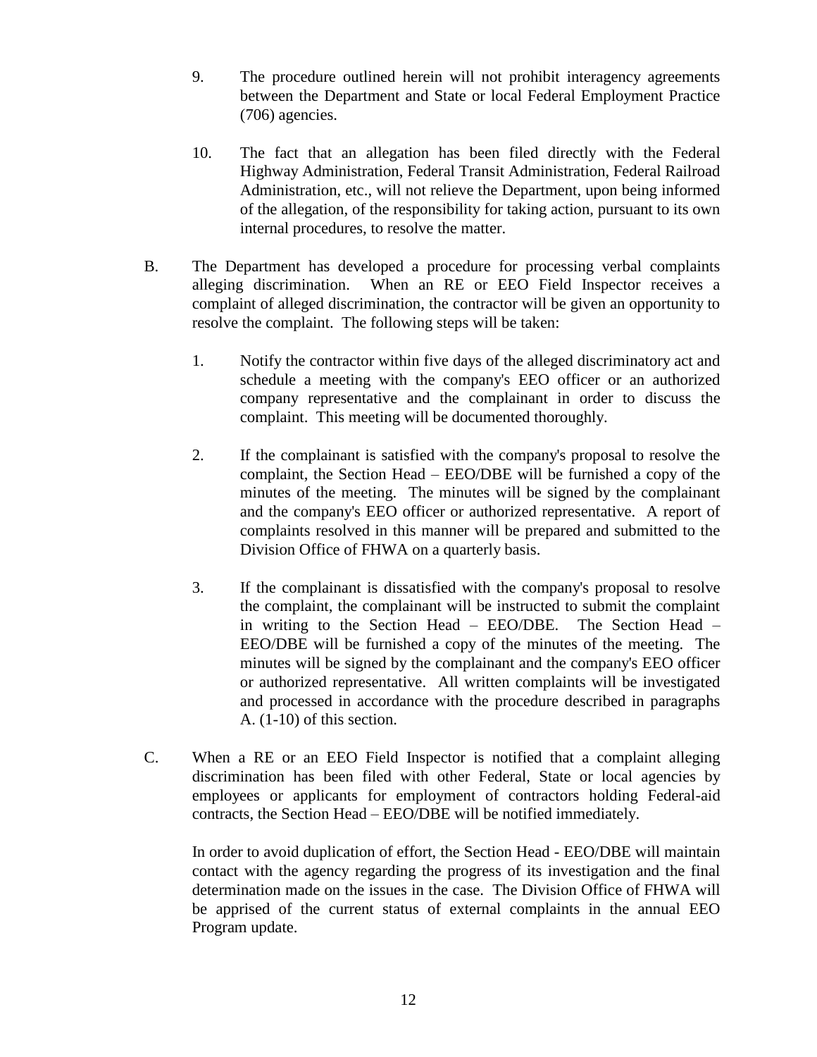9. The procedure outlined herein will not prohibit interagency agreements between the Department and State or local Federal Employment Practice (706) agencies.

10. The fact that an allegation has been filed directly with the Federal Highway Administration, Federal Transit Administration, Federal Railroad Administration, etc., will not relieve the Department, upon being informed of the allegation, of the responsibility for taking action, pursuant to its own internal procedures, to resolve the matter.

B. The Department has developed a procedure for processing verbal complaints alleging discrimination. When an RE or EEO Field Inspector receives a complaint of alleged discrimination, the contractor will be given an opportunity to resolve the complaint. The following steps will be taken:

1. Notify the contractor within five days of the alleged discriminatory act and schedule a meeting with the company's EEO officer or an authorized company representative and the complainant in order to discuss the complaint. This meeting will be documented thoroughly.

2. If the complainant is satisfied with the company's proposal to resolve the complaint, the Section Head – EEO/DBE will be furnished a copy of the minutes of the meeting. The minutes will be signed by the complainant and the company's EEO officer or authorized representative. A report of complaints resolved in this manner will be prepared and submitted to the Division Office of FHWA on a quarterly basis.

3. If the complainant is dissatisfied with the company's proposal to resolve the complaint, the complainant will be instructed to submit the complaint in writing to the Section Head – EEO/DBE. The Section Head – EEO/DBE will be furnished a copy of the minutes of the meeting. The minutes will be signed by the complainant and the company's EEO officer or authorized representative. All written complaints will be investigated and processed in accordance with the procedure described in paragraphs A. (1-10) of this section.

C. When a RE or an EEO Field Inspector is notified that a complaint alleging discrimination has been filed with other Federal, State or local agencies by employees or applicants for employment of contractors holding Federal-aid contracts, the Section Head – EEO/DBE will be notified immediately.

In order to avoid duplication of effort, the Section Head - EEO/DBE will maintain contact with the agency regarding the progress of its investigation and the final determination made on the issues in the case. The Division Office of FHWA will be apprised of the current status of external complaints in the annual EEO Program update.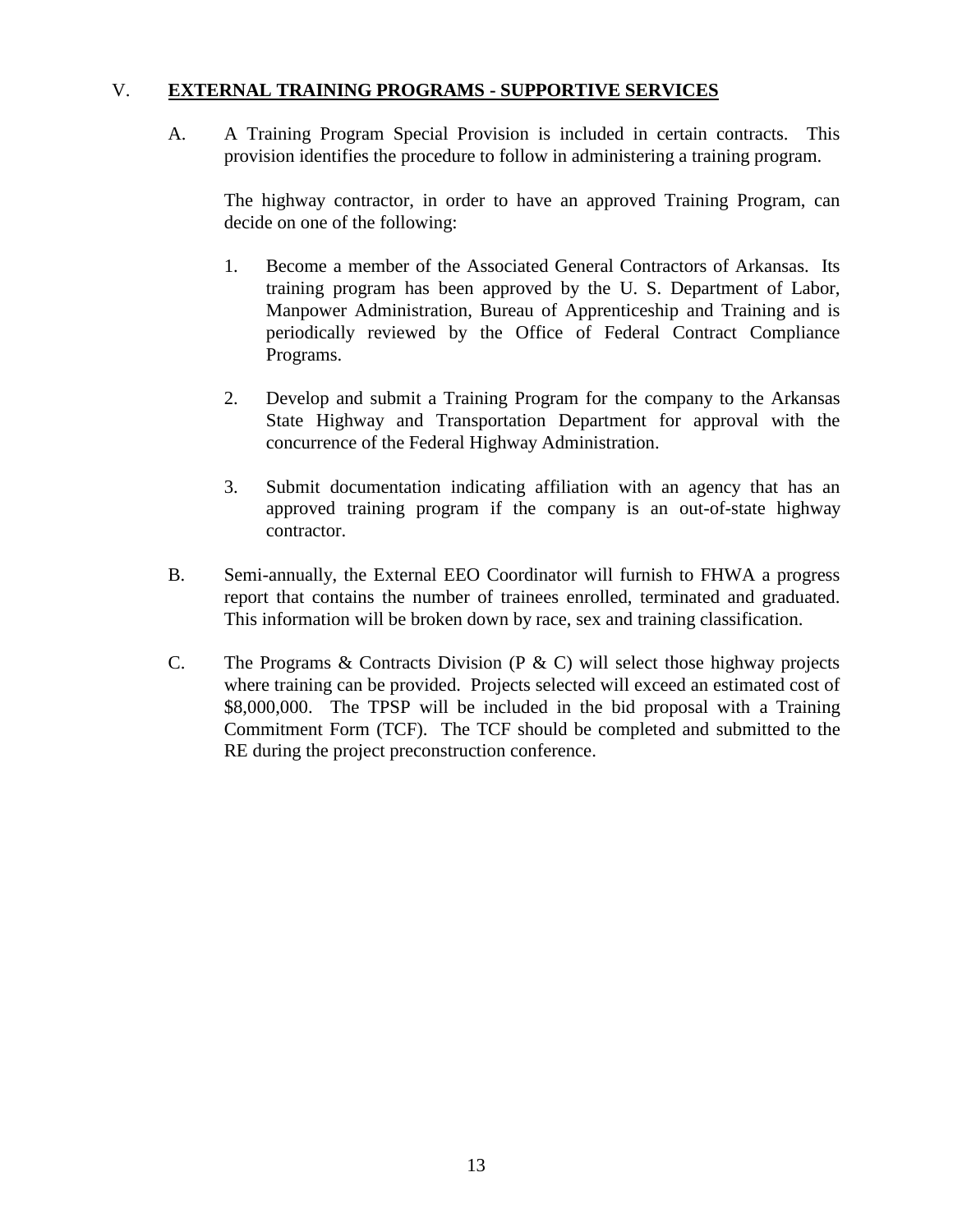## V. **EXTERNAL TRAINING PROGRAMS - SUPPORTIVE SERVICES**

A. A Training Program Special Provision is included in certain contracts. This provision identifies the procedure to follow in administering a training program.

The highway contractor, in order to have an approved Training Program, can decide on one of the following:

1. Become a member of the Associated General Contractors of Arkansas. Its training program has been approved by the U. S. Department of Labor, Manpower Administration, Bureau of Apprenticeship and Training and is periodically reviewed by the Office of Federal Contract Compliance Programs.

2. Develop and submit a Training Program for the company to the Arkansas State Highway and Transportation Department for approval with the concurrence of the Federal Highway Administration.

3. Submit documentation indicating affiliation with an agency that has an approved training program if the company is an out-of-state highway contractor.

B. Semi-annually, the External EEO Coordinator will furnish to FHWA a progress report that contains the number of trainees enrolled, terminated and graduated. This information will be broken down by race, sex and training classification.

C. The Programs & Contracts Division (P & C) will select those highway projects where training can be provided. Projects selected will exceed an estimated cost of $8,000,000. The TPSP will be included in the bid proposal with a Training Commitment Form (TCF). The TCF should be completed and submitted to the RE during the project preconstruction conference.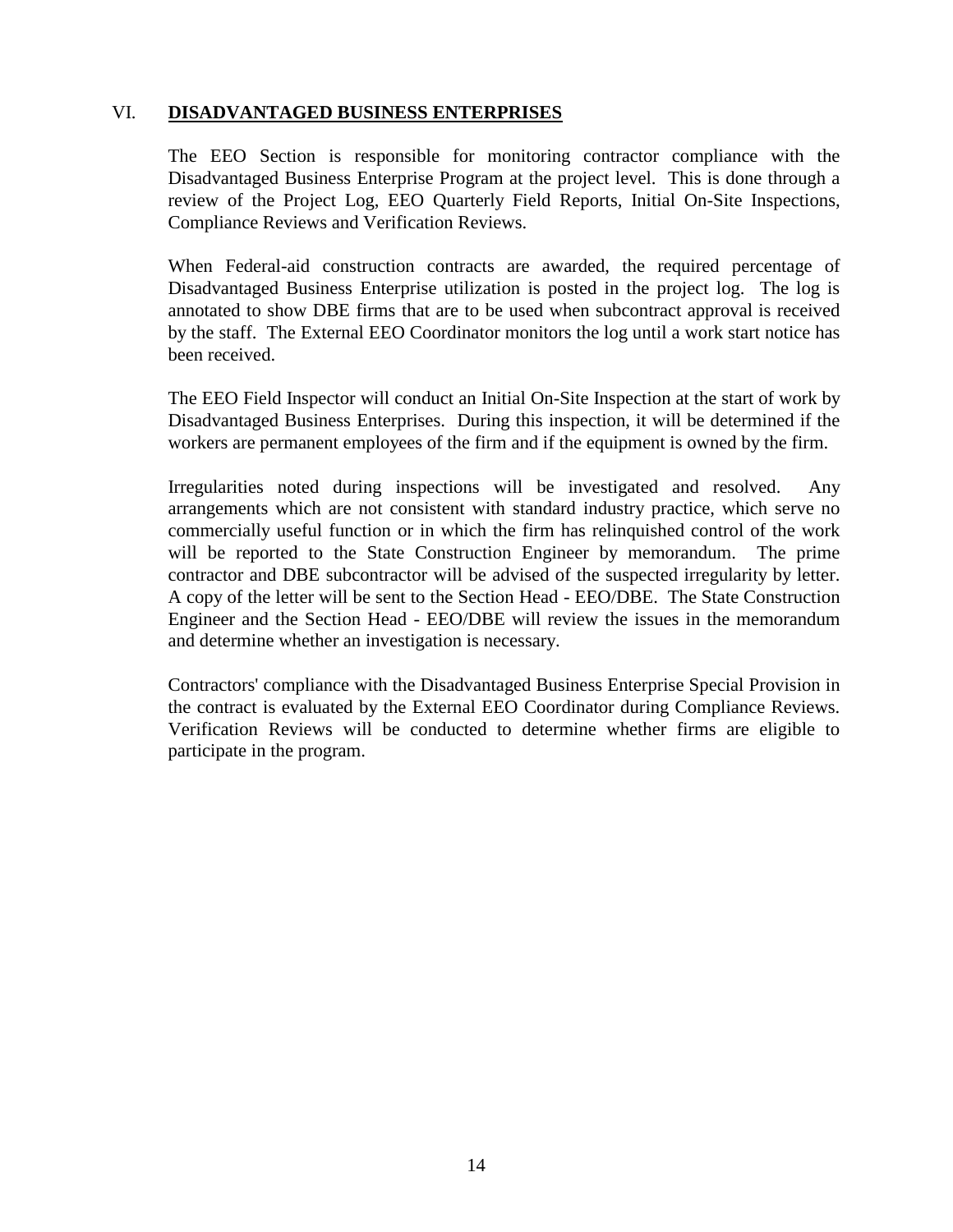## VI. DISADVANTAGED BUSINESS ENTERPRISES

The EEO Section is responsible for monitoring contractor compliance with the Disadvantaged Business Enterprise Program at the project level. This is done through a review of the Project Log, EEO Quarterly Field Reports, Initial On-Site Inspections, Compliance Reviews and Verification Reviews.

When Federal-aid construction contracts are awarded, the required percentage of Disadvantaged Business Enterprise utilization is posted in the project log. The log is annotated to show DBE firms that are to be used when subcontract approval is received by the staff. The External EEO Coordinator monitors the log until a work start notice has been received.

The EEO Field Inspector will conduct an Initial On-Site Inspection at the start of work by Disadvantaged Business Enterprises. During this inspection, it will be determined if the workers are permanent employees of the firm and if the equipment is owned by the firm.

Irregularities noted during inspections will be investigated and resolved. Any arrangements which are not consistent with standard industry practice, which serve no commercially useful function or in which the firm has relinquished control of the work will be reported to the State Construction Engineer by memorandum. The prime contractor and DBE subcontractor will be advised of the suspected irregularity by letter. A copy of the letter will be sent to the Section Head - EEO/DBE. The State Construction Engineer and the Section Head - EEO/DBE will review the issues in the memorandum and determine whether an investigation is necessary.

Contractors' compliance with the Disadvantaged Business Enterprise Special Provision in the contract is evaluated by the External EEO Coordinator during Compliance Reviews. Verification Reviews will be conducted to determine whether firms are eligible to participate in the program.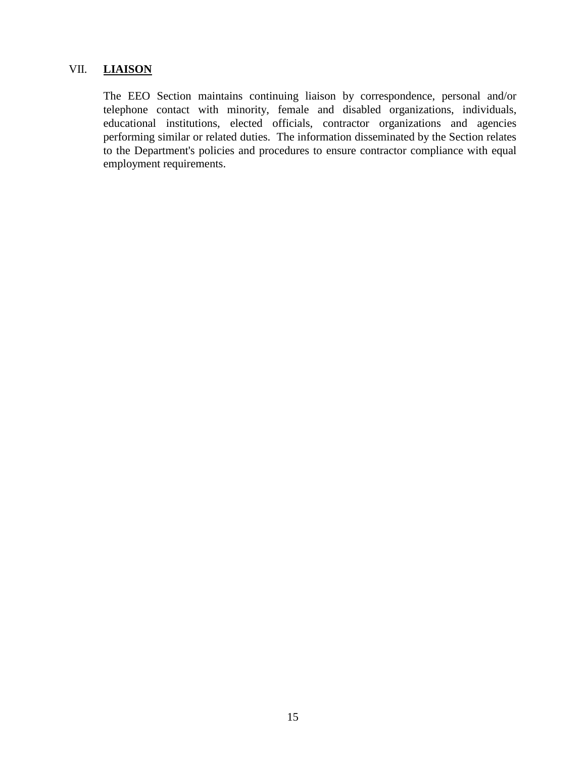## VII. **LIAISON**

The EEO Section maintains continuing liaison by correspondence, personal and/or telephone contact with minority, female and disabled organizations, individuals, educational institutions, elected officials, contractor organizations and agencies performing similar or related duties. The information disseminated by the Section relates to the Department's policies and procedures to ensure contractor compliance with equal employment requirements.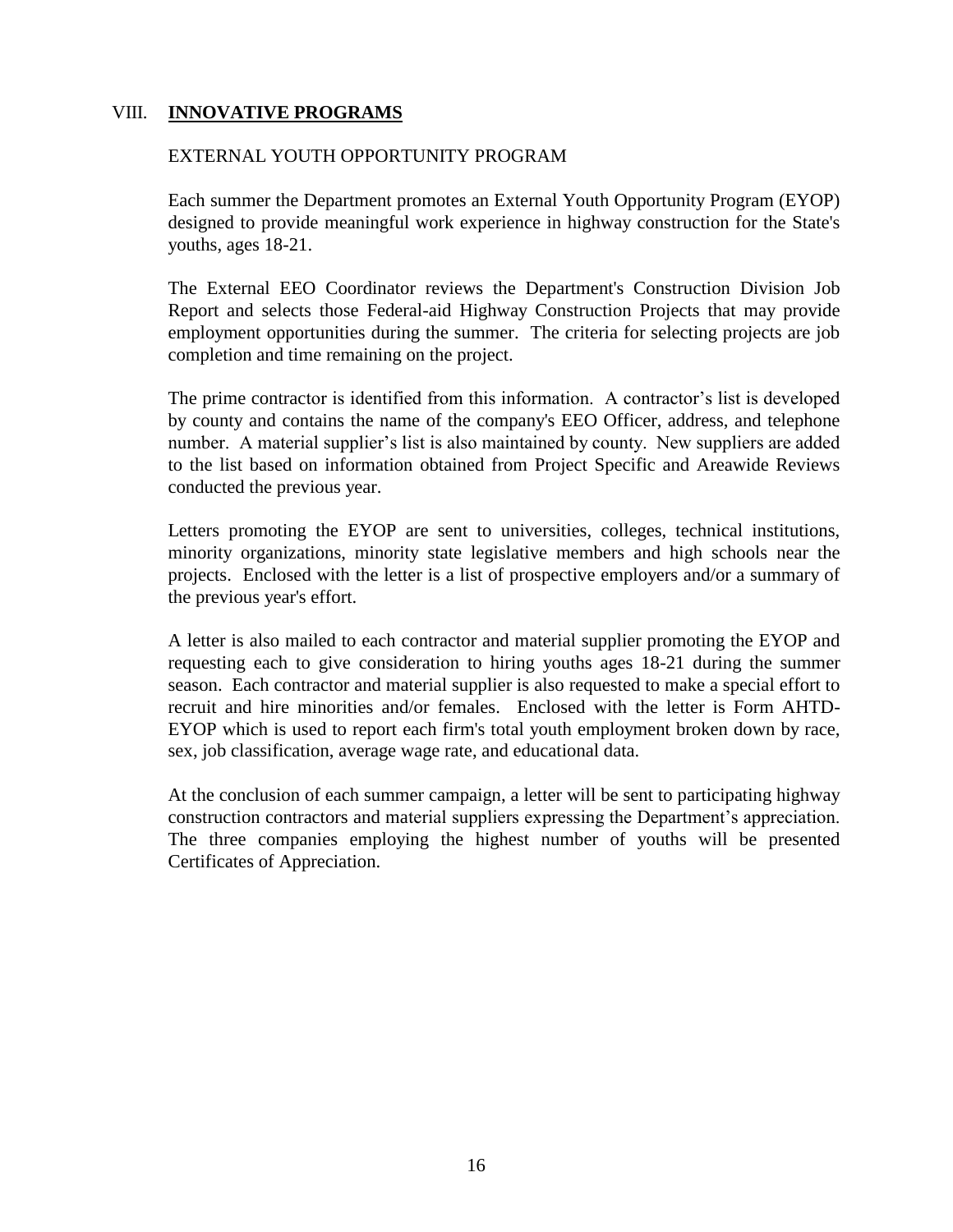## VIII. **INNOVATIVE PROGRAMS**

### EXTERNAL YOUTH OPPORTUNITY PROGRAM

Each summer the Department promotes an External Youth Opportunity Program (EYOP) designed to provide meaningful work experience in highway construction for the State's youths, ages 18-21.

The External EEO Coordinator reviews the Department's Construction Division Job Report and selects those Federal-aid Highway Construction Projects that may provide employment opportunities during the summer. The criteria for selecting projects are job completion and time remaining on the project.

The prime contractor is identified from this information. A contractor's list is developed by county and contains the name of the company's EEO Officer, address, and telephone number. A material supplier's list is also maintained by county. New suppliers are added to the list based on information obtained from Project Specific and Areawide Reviews conducted the previous year.

Letters promoting the EYOP are sent to universities, colleges, technical institutions, minority organizations, minority state legislative members and high schools near the projects. Enclosed with the letter is a list of prospective employers and/or a summary of the previous year's effort.

A letter is also mailed to each contractor and material supplier promoting the EYOP and requesting each to give consideration to hiring youths ages 18-21 during the summer season. Each contractor and material supplier is also requested to make a special effort to recruit and hire minorities and/or females. Enclosed with the letter is Form AHTD-EYOP which is used to report each firm's total youth employment broken down by race, sex, job classification, average wage rate, and educational data.

At the conclusion of each summer campaign, a letter will be sent to participating highway construction contractors and material suppliers expressing the Department's appreciation. The three companies employing the highest number of youths will be presented Certificates of Appreciation.